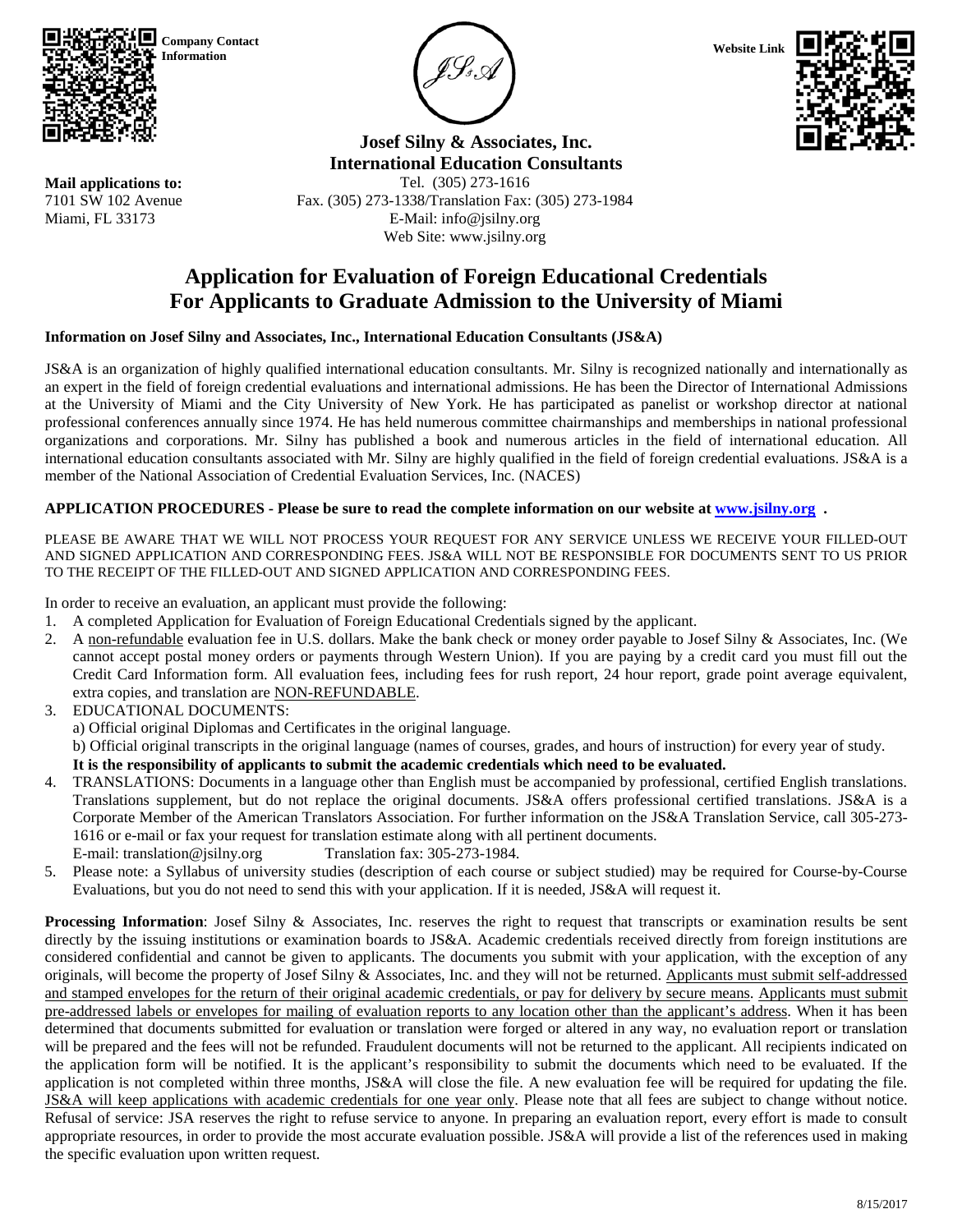Company Contact Information

Website Link

**Josef Silny & Associates, Inc.**
**International Education Consultants**

**Mail applications to:**
7101 SW 102 Avenue
Miami, FL 33173

Tel. (305) 273-1616
Fax. (305) 273-1338/Translation Fax: (305) 273-1984
E-Mail: info@jsilny.org
Web Site: www.jsilny.org

# Application for Evaluation of Foreign Educational Credentials For Applicants to Graduate Admission to the University of Miami

**Information on Josef Silny and Associates, Inc., International Education Consultants (JS&A)**

JS&A is an organization of highly qualified international education consultants. Mr. Silny is recognized nationally and internationally as an expert in the field of foreign credential evaluations and international admissions. He has been the Director of International Admissions at the University of Miami and the City University of New York. He has participated as panelist or workshop director at national professional conferences annually since 1974. He has held numerous committee chairmanships and memberships in national professional organizations and corporations. Mr. Silny has published a book and numerous articles in the field of international education. All international education consultants associated with Mr. Silny are highly qualified in the field of foreign credential evaluations. JS&A is a member of the National Association of Credential Evaluation Services, Inc. (NACES)

**APPLICATION PROCEDURES - Please be sure to read the complete information on our website at [www.jsilny.org](http://www.jsilny.org) .**

PLEASE BE AWARE THAT WE WILL NOT PROCESS YOUR REQUEST FOR ANY SERVICE UNLESS WE RECEIVE YOUR FILLED-OUT AND SIGNED APPLICATION AND CORRESPONDING FEES. JS&A WILL NOT BE RESPONSIBLE FOR DOCUMENTS SENT TO US PRIOR TO THE RECEIPT OF THE FILLED-OUT AND SIGNED APPLICATION AND CORRESPONDING FEES.

In order to receive an evaluation, an applicant must provide the following:

1. A completed Application for Evaluation of Foreign Educational Credentials signed by the applicant.
2. A non-refundable evaluation fee in U.S. dollars. Make the bank check or money order payable to Josef Silny & Associates, Inc. (We cannot accept postal money orders or payments through Western Union). If you are paying by a credit card you must fill out the Credit Card Information form. All evaluation fees, including fees for rush report, 24 hour report, grade point average equivalent, extra copies, and translation are NON-REFUNDABLE.
3. EDUCATIONAL DOCUMENTS:
   a) Official original Diplomas and Certificates in the original language.
   b) Official original transcripts in the original language (names of courses, grades, and hours of instruction) for every year of study.
   **It is the responsibility of applicants to submit the academic credentials which need to be evaluated.**
4. TRANSLATIONS: Documents in a language other than English must be accompanied by professional, certified English translations. Translations supplement, but do not replace the original documents. JS&A offers professional certified translations. JS&A is a Corporate Member of the American Translators Association. For further information on the JS&A Translation Service, call 305-273-1616 or e-mail or fax your request for translation estimate along with all pertinent documents.
   E-mail: translation@jsilny.org Translation fax: 305-273-1984.
5. Please note: a Syllabus of university studies (description of each course or subject studied) may be required for Course-by-Course Evaluations, but you do not need to send this with your application. If it is needed, JS&A will request it.

**Processing Information**: Josef Silny & Associates, Inc. reserves the right to request that transcripts or examination results be sent directly by the issuing institutions or examination boards to JS&A. Academic credentials received directly from foreign institutions are considered confidential and cannot be given to applicants. The documents you submit with your application, with the exception of any originals, will become the property of Josef Silny & Associates, Inc. and they will not be returned. Applicants must submit self-addressed and stamped envelopes for the return of their original academic credentials, or pay for delivery by secure means. Applicants must submit pre-addressed labels or envelopes for mailing of evaluation reports to any location other than the applicant's address. When it has been determined that documents submitted for evaluation or translation were forged or altered in any way, no evaluation report or translation will be prepared and the fees will not be refunded. Fraudulent documents will not be returned to the applicant. All recipients indicated on the application form will be notified. It is the applicant's responsibility to submit the documents which need to be evaluated. If the application is not completed within three months, JS&A will close the file. A new evaluation fee will be required for updating the file. JS&A will keep applications with academic credentials for one year only. Please note that all fees are subject to change without notice. Refusal of service: JSA reserves the right to refuse service to anyone. In preparing an evaluation report, every effort is made to consult appropriate resources, in order to provide the most accurate evaluation possible. JS&A will provide a list of the references used in making the specific evaluation upon written request.

8/15/2017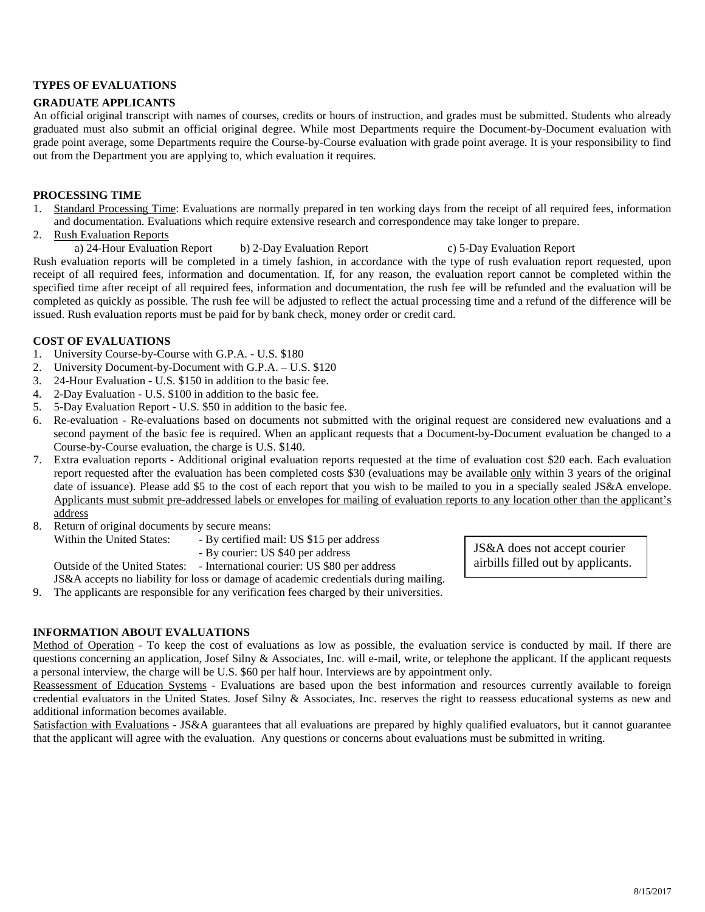**TYPES OF EVALUATIONS**

**GRADUATE APPLICANTS**

An official original transcript with names of courses, credits or hours of instruction, and grades must be submitted. Students who already graduated must also submit an official original degree. While most Departments require the Document-by-Document evaluation with grade point average, some Departments require the Course-by-Course evaluation with grade point average. It is your responsibility to find out from the Department you are applying to, which evaluation it requires.

**PROCESSING TIME**

1. Standard Processing Time: Evaluations are normally prepared in ten working days from the receipt of all required fees, information and documentation. Evaluations which require extensive research and correspondence may take longer to prepare.
2. Rush Evaluation Reports

   a) 24-Hour Evaluation Report   b) 2-Day Evaluation Report   c) 5-Day Evaluation Report

Rush evaluation reports will be completed in a timely fashion, in accordance with the type of rush evaluation report requested, upon receipt of all required fees, information and documentation. If, for any reason, the evaluation report cannot be completed within the specified time after receipt of all required fees, information and documentation, the rush fee will be refunded and the evaluation will be completed as quickly as possible. The rush fee will be adjusted to reflect the actual processing time and a refund of the difference will be issued. Rush evaluation reports must be paid for by bank check, money order or credit card.

**COST OF EVALUATIONS**

1. University Course-by-Course with G.P.A. - U.S. $180
2. University Document-by-Document with G.P.A. – U.S. $120
3. 24-Hour Evaluation - U.S. $150 in addition to the basic fee.
4. 2-Day Evaluation - U.S. $100 in addition to the basic fee.
5. 5-Day Evaluation Report - U.S. $50 in addition to the basic fee.
6. Re-evaluation - Re-evaluations based on documents not submitted with the original request are considered new evaluations and a second payment of the basic fee is required. When an applicant requests that a Document-by-Document evaluation be changed to a Course-by-Course evaluation, the charge is U.S. $140.
7. Extra evaluation reports - Additional original evaluation reports requested at the time of evaluation cost $20 each. Each evaluation report requested after the evaluation has been completed costs $30 (evaluations may be available only within 3 years of the original date of issuance). Please add $5 to the cost of each report that you wish to be mailed to you in a specially sealed JS&A envelope. Applicants must submit pre-addressed labels or envelopes for mailing of evaluation reports to any location other than the applicant's address
8. Return of original documents by secure means:

   Within the United States: - By certified mail: US $15 per address

   - By courier: US $40 per address

   Outside of the United States: - International courier: US $80 per address

   JS&A accepts no liability for loss or damage of academic credentials during mailing.
9. The applicants are responsible for any verification fees charged by their universities.

JS&A does not accept courier airbills filled out by applicants.

**INFORMATION ABOUT EVALUATIONS**

Method of Operation - To keep the cost of evaluations as low as possible, the evaluation service is conducted by mail. If there are questions concerning an application, Josef Silny & Associates, Inc. will e-mail, write, or telephone the applicant. If the applicant requests a personal interview, the charge will be U.S. $60 per half hour. Interviews are by appointment only.

Reassessment of Education Systems - Evaluations are based upon the best information and resources currently available to foreign credential evaluators in the United States. Josef Silny & Associates, Inc. reserves the right to reassess educational systems as new and additional information becomes available.

Satisfaction with Evaluations - JS&A guarantees that all evaluations are prepared by highly qualified evaluators, but it cannot guarantee that the applicant will agree with the evaluation. Any questions or concerns about evaluations must be submitted in writing.

8/15/2017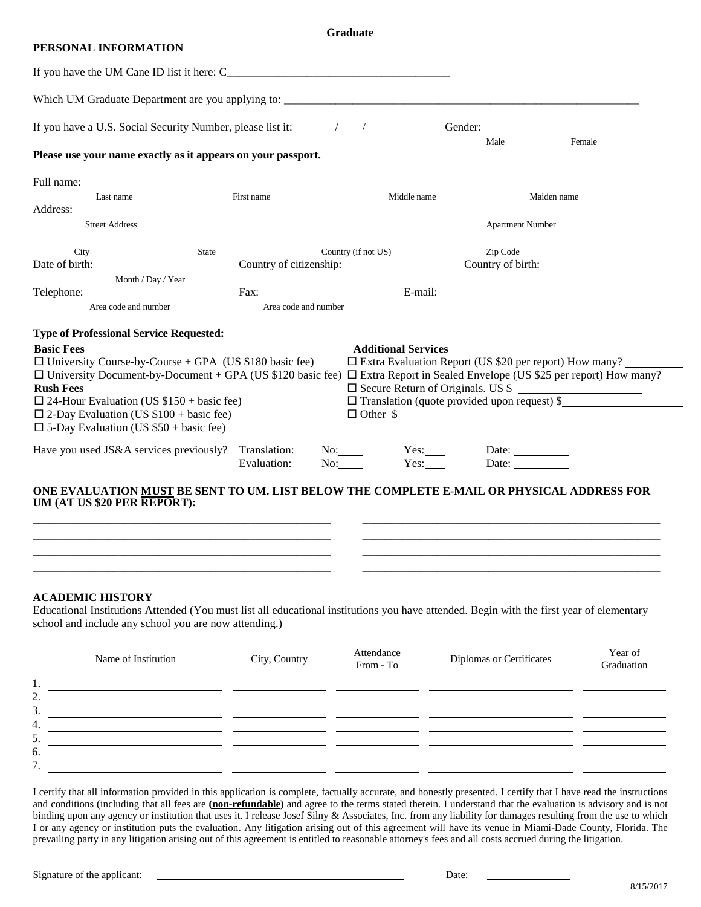**Graduate**

## PERSONAL INFORMATION

If you have the UM Cane ID list it here: C________________________________________

Which UM Graduate Department are you applying to: ________________________________________

If you have a U.S. Social Security Number, please list it: ______/____/______ Gender: ________ Male ________ Female

**Please use your name exactly as it appears on your passport.**

Full name: ____________________ ____________________ ____________________ ____________________
Last name First name Middle name Maiden name

Address: ________________________________________
Street Address Apartment Number

________________________________________
City State Country (if not US) Zip Code

Date of birth: ____________________ Country of citizenship: ____________________ Country of birth: ____________________
Month / Day / Year

Telephone: ____________________ Fax: ____________________ E-mail: ____________________
Area code and number Area code and number

**Type of Professional Service Requested:**

**Basic Fees**
- ☐ University Course-by-Course + GPA (US $180 basic fee)
- ☐ University Document-by-Document + GPA (US $120 basic fee)

**Rush Fees**
- ☐ 24-Hour Evaluation (US $150 + basic fee)
- ☐ 2-Day Evaluation (US $100 + basic fee)
- ☐ 5-Day Evaluation (US $50 + basic fee)

**Additional Services**
- ☐ Extra Evaluation Report (US $20 per report) How many? ________
- ☐ Extra Report in Sealed Envelope (US $25 per report) How many? ____
- ☐ Secure Return of Originals. US $ ____________
- ☐ Translation (quote provided upon request) $____________
- ☐ Other $____________

Have you used JS&A services previously? Translation: No:____ Yes:____ Date: ________
Evaluation: No:____ Yes:____ Date: ________

**ONE EVALUATION <u>MUST</u> BE SENT TO UM. LIST BELOW THE COMPLETE E-MAIL OR PHYSICAL ADDRESS FOR UM (AT US $20 PER REPORT):**

________________________________________ ________________________________________
________________________________________ ________________________________________
________________________________________ ________________________________________
________________________________________ ________________________________________

## ACADEMIC HISTORY

Educational Institutions Attended (You must list all educational institutions you have attended. Begin with the first year of elementary school and include any school you are now attending.)

| | Name of Institution | City, Country | Attendance From - To | Diplomas or Certificates | Year of Graduation |
|---|---|---|---|---|---|
| 1. | | | | | |
| 2. | | | | | |
| 3. | | | | | |
| 4. | | | | | |
| 5. | | | | | |
| 6. | | | | | |
| 7. | | | | | |

I certify that all information provided in this application is complete, factually accurate, and honestly presented. I certify that I have read the instructions and conditions (including that all fees are **<u>(non-refundable)</u>** and agree to the terms stated therein. I understand that the evaluation is advisory and is not binding upon any agency or institution that uses it. I release Josef Silny & Associates, Inc. from any liability for damages resulting from the use to which I or any agency or institution puts the evaluation. Any litigation arising out of this agreement will have its venue in Miami-Dade County, Florida. The prevailing party in any litigation arising out of this agreement is entitled to reasonable attorney's fees and all costs accrued during the litigation.

Signature of the applicant: ________________________________ Date: ____________

8/15/2017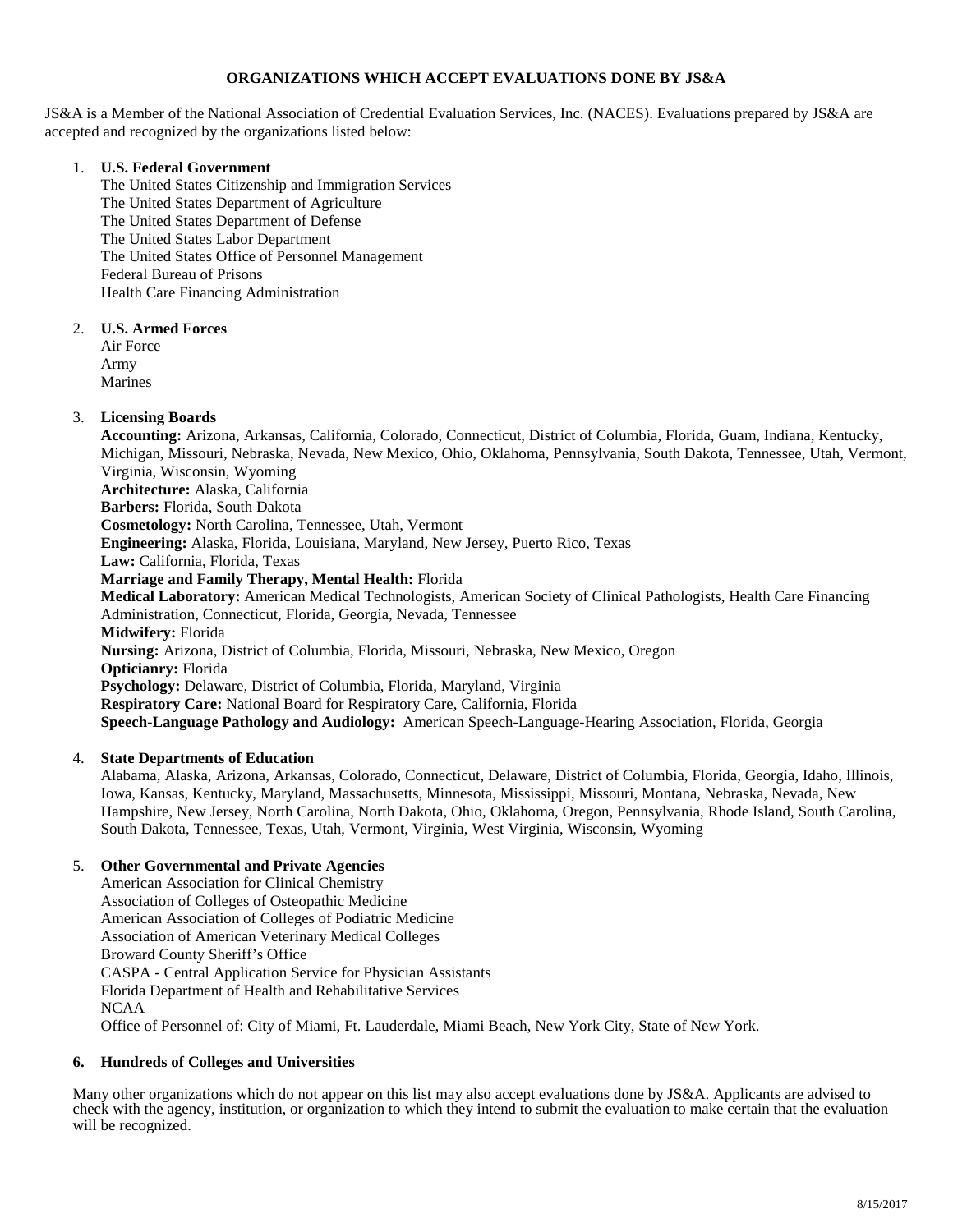# ORGANIZATIONS WHICH ACCEPT EVALUATIONS DONE BY JS&A

JS&A is a Member of the National Association of Credential Evaluation Services, Inc. (NACES). Evaluations prepared by JS&A are accepted and recognized by the organizations listed below:

1. **U.S. Federal Government**
   The United States Citizenship and Immigration Services
   The United States Department of Agriculture
   The United States Department of Defense
   The United States Labor Department
   The United States Office of Personnel Management
   Federal Bureau of Prisons
   Health Care Financing Administration

2. **U.S. Armed Forces**
   Air Force
   Army
   Marines

3. **Licensing Boards**
   **Accounting:** Arizona, Arkansas, California, Colorado, Connecticut, District of Columbia, Florida, Guam, Indiana, Kentucky, Michigan, Missouri, Nebraska, Nevada, New Mexico, Ohio, Oklahoma, Pennsylvania, South Dakota, Tennessee, Utah, Vermont, Virginia, Wisconsin, Wyoming
   **Architecture:** Alaska, California
   **Barbers:** Florida, South Dakota
   **Cosmetology:** North Carolina, Tennessee, Utah, Vermont
   **Engineering:** Alaska, Florida, Louisiana, Maryland, New Jersey, Puerto Rico, Texas
   **Law:** California, Florida, Texas
   **Marriage and Family Therapy, Mental Health:** Florida
   **Medical Laboratory:** American Medical Technologists, American Society of Clinical Pathologists, Health Care Financing Administration, Connecticut, Florida, Georgia, Nevada, Tennessee
   **Midwifery:** Florida
   **Nursing:** Arizona, District of Columbia, Florida, Missouri, Nebraska, New Mexico, Oregon
   **Opticianry:** Florida
   **Psychology:** Delaware, District of Columbia, Florida, Maryland, Virginia
   **Respiratory Care:** National Board for Respiratory Care, California, Florida
   **Speech-Language Pathology and Audiology:** American Speech-Language-Hearing Association, Florida, Georgia

4. **State Departments of Education**
   Alabama, Alaska, Arizona, Arkansas, Colorado, Connecticut, Delaware, District of Columbia, Florida, Georgia, Idaho, Illinois, Iowa, Kansas, Kentucky, Maryland, Massachusetts, Minnesota, Mississippi, Missouri, Montana, Nebraska, Nevada, New Hampshire, New Jersey, North Carolina, North Dakota, Ohio, Oklahoma, Oregon, Pennsylvania, Rhode Island, South Carolina, South Dakota, Tennessee, Texas, Utah, Vermont, Virginia, West Virginia, Wisconsin, Wyoming

5. **Other Governmental and Private Agencies**
   American Association for Clinical Chemistry
   Association of Colleges of Osteopathic Medicine
   American Association of Colleges of Podiatric Medicine
   Association of American Veterinary Medical Colleges
   Broward County Sheriff's Office
   CASPA - Central Application Service for Physician Assistants
   Florida Department of Health and Rehabilitative Services
   NCAA
   Office of Personnel of: City of Miami, Ft. Lauderdale, Miami Beach, New York City, State of New York.

6. **Hundreds of Colleges and Universities**

Many other organizations which do not appear on this list may also accept evaluations done by JS&A. Applicants are advised to check with the agency, institution, or organization to which they intend to submit the evaluation to make certain that the evaluation will be recognized.

8/15/2017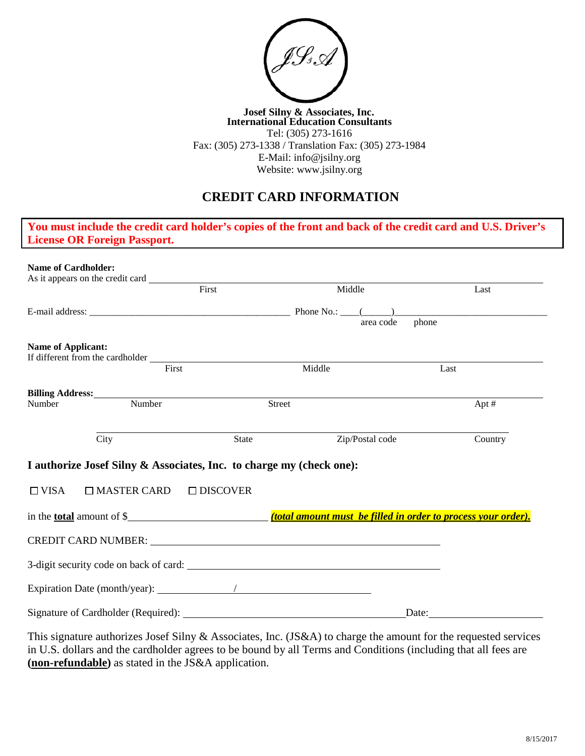**Josef Silny & Associates, Inc.**
**International Education Consultants**
Tel: (305) 273-1616
Fax: (305) 273-1338 / Translation Fax: (305) 273-1984
E-Mail: info@jsilny.org
Website: www.jsilny.org

## CREDIT CARD INFORMATION

**You must include the credit card holder's copies of the front and back of the credit card and U.S. Driver's License OR Foreign Passport.**

**Name of Cardholder:**
As it appears on the credit card ______________________________________________
First Middle Last

E-mail address: __________________________ Phone No.: ____(______)______________________
area code phone

**Name of Applicant:**
If different from the cardholder ______________________________________________
First Middle Last

**Billing Address:** ______________________________________________
Number Number Street Apt #

______________________________________________
City State Zip/Postal code Country

**I authorize Josef Silny & Associates, Inc. to charge my (check one):**

☐ VISA ☐ MASTER CARD ☐ DISCOVER

in the **total** amount of $__________________ ***(total amount must be filled in order to process your order).***

CREDIT CARD NUMBER: ______________________________________

3-digit security code on back of card: ______________________________________

Expiration Date (month/year): __________/__________________

Signature of Cardholder (Required): ______________________________ Date:______________

This signature authorizes Josef Silny & Associates, Inc. (JS&A) to charge the amount for the requested services in U.S. dollars and the cardholder agrees to be bound by all Terms and Conditions (including that all fees are **(non-refundable)** as stated in the JS&A application.

8/15/2017